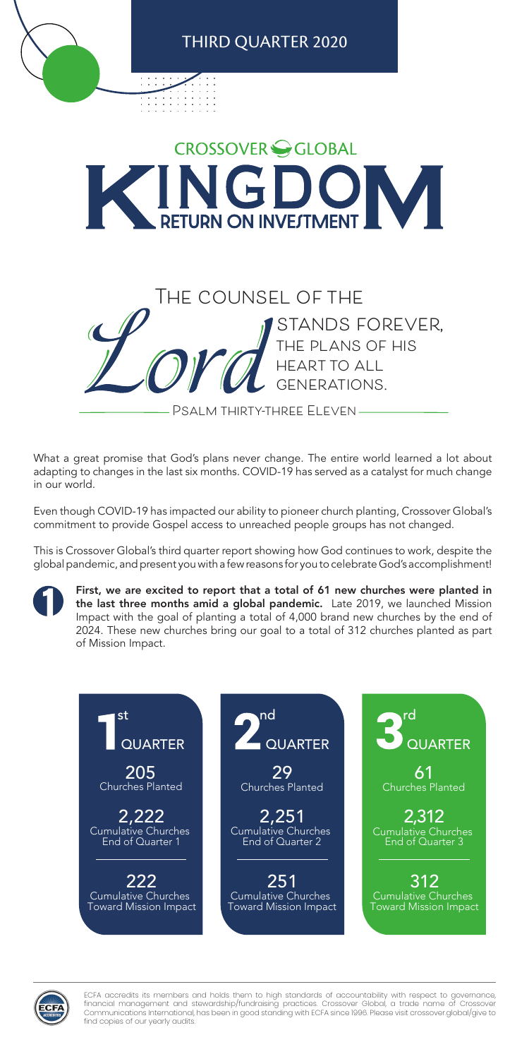THIRD QUARTER 2020

CROSSOVER GLOBAL

# KINGDOM RETURN ON INVESTMENT

*The counsel of the Lord stands forever, the plans of his heart to all generations.*

— Psalm thirty-three Eleven —

What a great promise that God's plans never change. The entire world learned a lot about adapting to changes in the last six months. COVID-19 has served as a catalyst for much change in our world.

Even though COVID-19 has impacted our ability to pioneer church planting, Crossover Global's commitment to provide Gospel access to unreached people groups has not changed.

This is Crossover Global's third quarter report showing how God continues to work, despite the global pandemic, and present you with a few reasons for you to celebrate God's accomplishment!

1. **First, we are excited to report that a total of 61 new churches were planted in the last three months amid a global pandemic.** Late 2019, we launched Mission Impact with the goal of planting a total of 4,000 brand new churches by the end of 2024. These new churches bring our goal to a total of 312 churches planted as part of Mission Impact.

| 1st QUARTER | 2nd QUARTER | 3rd QUARTER |
|---|---|---|
| 205 Churches Planted | 29 Churches Planted | 61 Churches Planted |
| 2,222 Cumulative Churches End of Quarter 1 | 2,251 Cumulative Churches End of Quarter 2 | 2,312 Cumulative Churches End of Quarter 3 |
| 222 Cumulative Churches Toward Mission Impact | 251 Cumulative Churches Toward Mission Impact | 312 Cumulative Churches Toward Mission Impact |

ECFA accredits its members and holds them to high standards of accountability with respect to governance, financial management and stewardship/fundraising practices. Crossover Global, a trade name of Crossover Communications International, has been in good standing with ECFA since 1996. Please visit crossover.global/give to find copies of our yearly audits.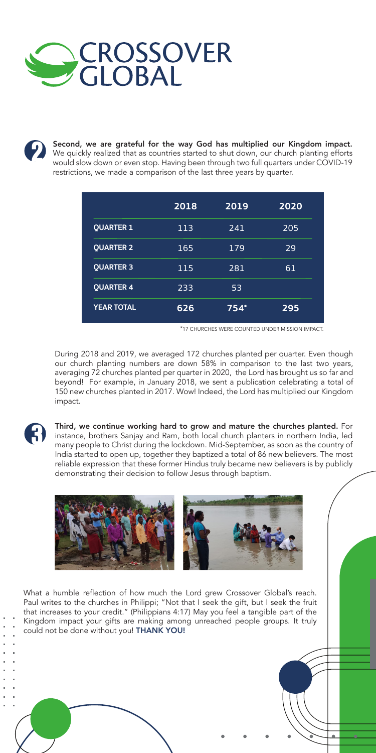# CROSSOVER GLOBAL

**2** **Second, we are grateful for the way God has multiplied our Kingdom impact.** We quickly realized that as countries started to shut down, our church planting efforts would slow down or even stop. Having been through two full quarters under COVID-19 restrictions, we made a comparison of the last three years by quarter.

| | 2018 | 2019 | 2020 |
|---|---|---|---|
| QUARTER 1 | 113 | 241 | 205 |
| QUARTER 2 | 165 | 179 | 29 |
| QUARTER 3 | 115 | 281 | 61 |
| QUARTER 4 | 233 | 53 | |
| **YEAR TOTAL** | **626** | **754*** | **295** |

*17 CHURCHES WERE COUNTED UNDER MISSION IMPACT.

During 2018 and 2019, we averaged 172 churches planted per quarter. Even though our church planting numbers are down 58% in comparison to the last two years, averaging 72 churches planted per quarter in 2020, the Lord has brought us so far and beyond! For example, in January 2018, we sent a publication celebrating a total of 150 new churches planted in 2017. Wow! Indeed, the Lord has multiplied our Kingdom impact.

**3** **Third, we continue working hard to grow and mature the churches planted.** For instance, brothers Sanjay and Ram, both local church planters in northern India, led many people to Christ during the lockdown. Mid-September, as soon as the country of India started to open up, together they baptized a total of 86 new believers. The most reliable expression that these former Hindus truly became new believers is by publicly demonstrating their decision to follow Jesus through baptism.

What a humble reflection of how much the Lord grew Crossover Global's reach. Paul writes to the churches in Philippi; "Not that I seek the gift, but I seek the fruit that increases to your credit." (Philippians 4:17) May you feel a tangible part of the Kingdom impact your gifts are making among unreached people groups. It truly could not be done without you! **THANK YOU!**